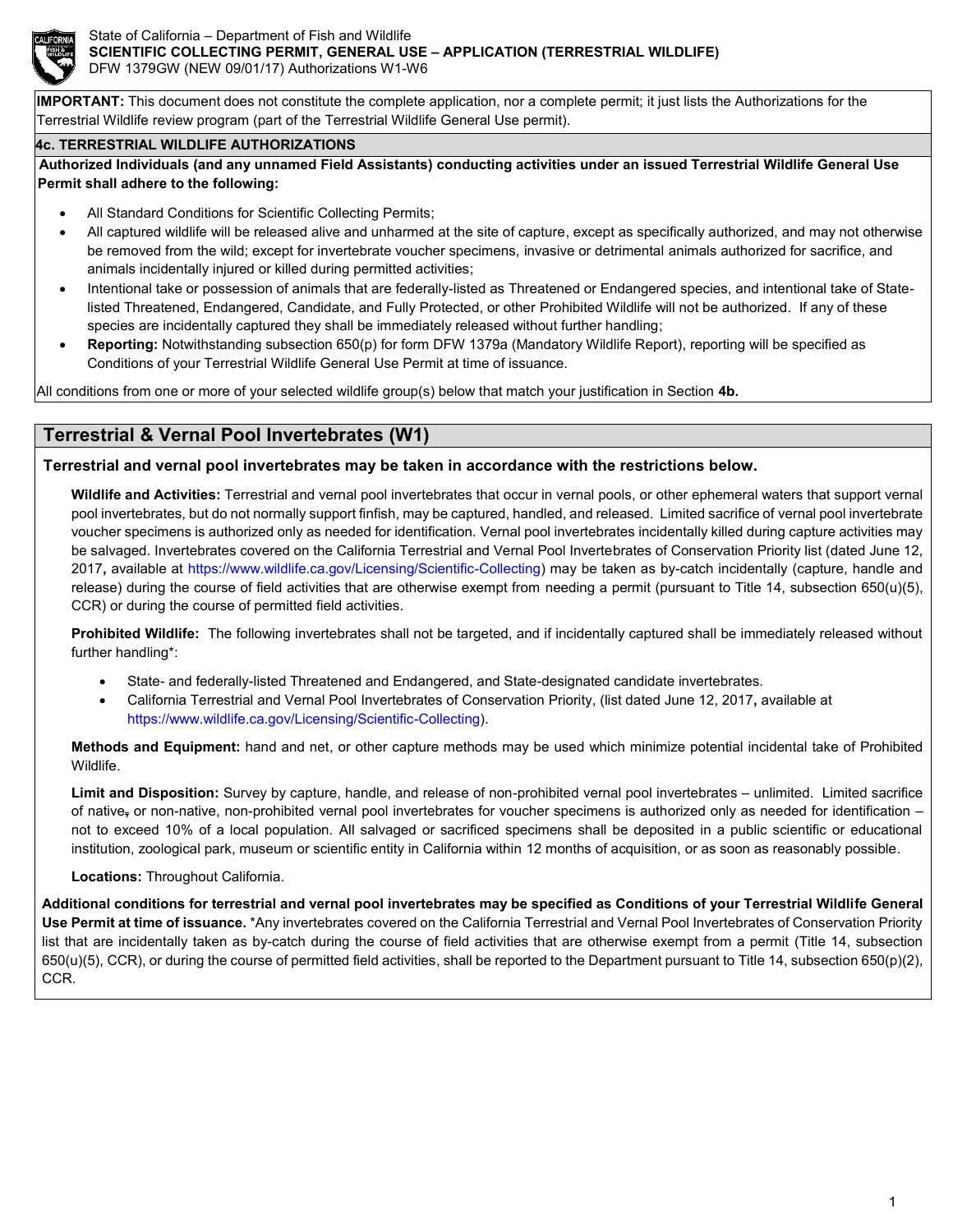State of California – Department of Fish and Wildlife
**SCIENTIFIC COLLECTING PERMIT, GENERAL USE – APPLICATION (TERRESTRIAL WILDLIFE)**
DFW 1379GW (NEW 09/01/17) Authorizations W1-W6

**IMPORTANT:** This document does not constitute the complete application, nor a complete permit; it just lists the Authorizations for the Terrestrial Wildlife review program (part of the Terrestrial Wildlife General Use permit).

### 4c. TERRESTRIAL WILDLIFE AUTHORIZATIONS

**Authorized Individuals (and any unnamed Field Assistants) conducting activities under an issued Terrestrial Wildlife General Use Permit shall adhere to the following:**

- All Standard Conditions for Scientific Collecting Permits;
- All captured wildlife will be released alive and unharmed at the site of capture, except as specifically authorized, and may not otherwise be removed from the wild; except for invertebrate voucher specimens, invasive or detrimental animals authorized for sacrifice, and animals incidentally injured or killed during permitted activities;
- Intentional take or possession of animals that are federally-listed as Threatened or Endangered species, and intentional take of State-listed Threatened, Endangered, Candidate, and Fully Protected, or other Prohibited Wildlife will not be authorized. If any of these species are incidentally captured they shall be immediately released without further handling;
- **Reporting:** Notwithstanding subsection 650(p) for form DFW 1379a (Mandatory Wildlife Report), reporting will be specified as Conditions of your Terrestrial Wildlife General Use Permit at time of issuance.

All conditions from one or more of your selected wildlife group(s) below that match your justification in Section **4b.**

## Terrestrial & Vernal Pool Invertebrates (W1)

**Terrestrial and vernal pool invertebrates may be taken in accordance with the restrictions below.**

**Wildlife and Activities:** Terrestrial and vernal pool invertebrates that occur in vernal pools, or other ephemeral waters that support vernal pool invertebrates, but do not normally support finfish, may be captured, handled, and released. Limited sacrifice of vernal pool invertebrate voucher specimens is authorized only as needed for identification. Vernal pool invertebrates incidentally killed during capture activities may be salvaged. Invertebrates covered on the California Terrestrial and Vernal Pool Invertebrates of Conservation Priority list (dated June 12, 2017**,** available at https://www.wildlife.ca.gov/Licensing/Scientific-Collecting) may be taken as by-catch incidentally (capture, handle and release) during the course of field activities that are otherwise exempt from needing a permit (pursuant to Title 14, subsection 650(u)(5), CCR) or during the course of permitted field activities.

**Prohibited Wildlife:** The following invertebrates shall not be targeted, and if incidentally captured shall be immediately released without further handling*:

- State- and federally-listed Threatened and Endangered, and State-designated candidate invertebrates.
- California Terrestrial and Vernal Pool Invertebrates of Conservation Priority, (list dated June 12, 2017**,** available at https://www.wildlife.ca.gov/Licensing/Scientific-Collecting).

**Methods and Equipment:** hand and net, or other capture methods may be used which minimize potential incidental take of Prohibited Wildlife.

**Limit and Disposition:** Survey by capture, handle, and release of non-prohibited vernal pool invertebrates – unlimited. Limited sacrifice of native~~,~~ or non-native, non-prohibited vernal pool invertebrates for voucher specimens is authorized only as needed for identification – not to exceed 10% of a local population. All salvaged or sacrificed specimens shall be deposited in a public scientific or educational institution, zoological park, museum or scientific entity in California within 12 months of acquisition, or as soon as reasonably possible.

**Locations:** Throughout California.

**Additional conditions for terrestrial and vernal pool invertebrates may be specified as Conditions of your Terrestrial Wildlife General Use Permit at time of issuance.** *Any invertebrates covered on the California Terrestrial and Vernal Pool Invertebrates of Conservation Priority list that are incidentally taken as by-catch during the course of field activities that are otherwise exempt from a permit (Title 14, subsection 650(u)(5), CCR), or during the course of permitted field activities, shall be reported to the Department pursuant to Title 14, subsection 650(p)(2), CCR.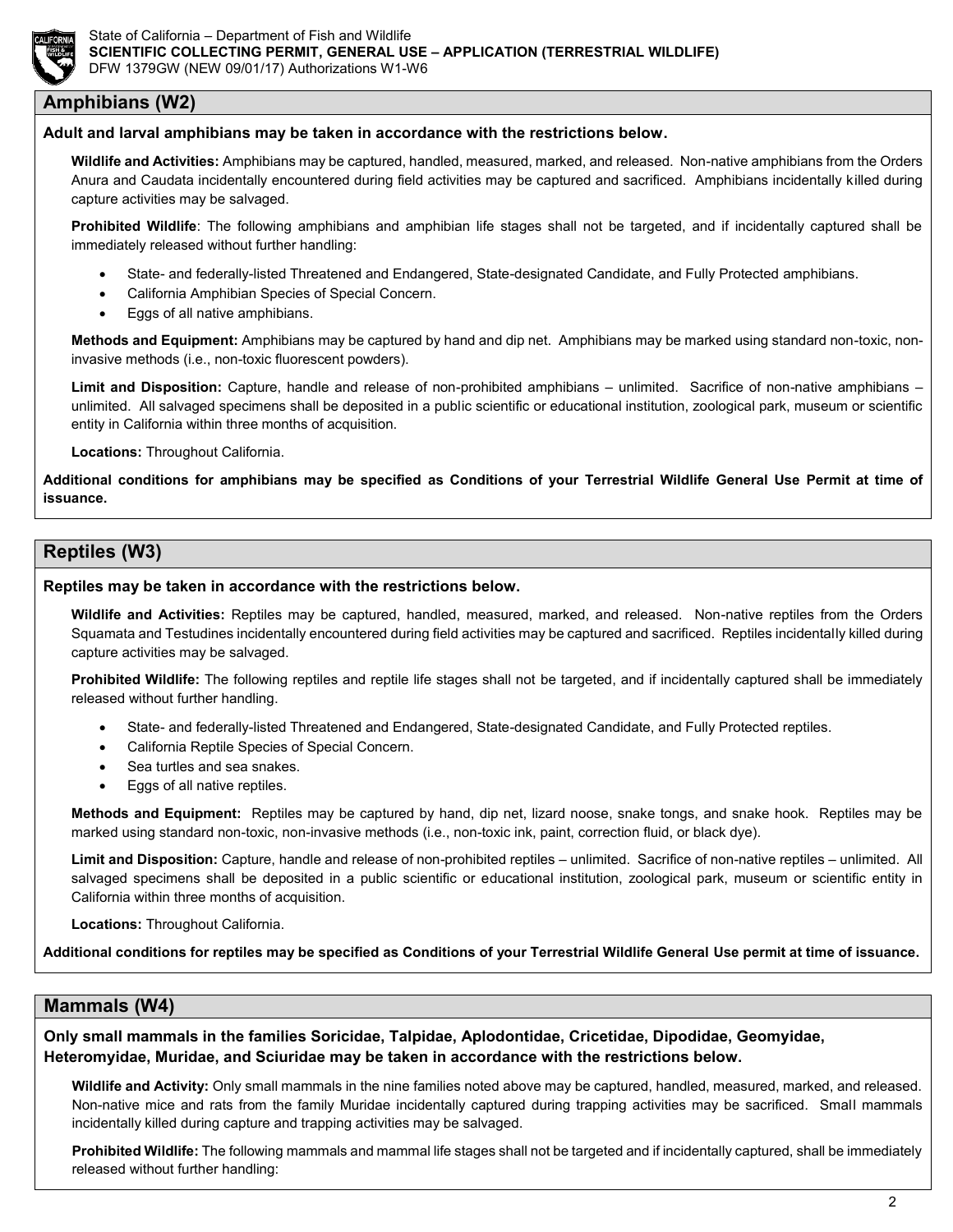## Amphibians (W2)

**Adult and larval amphibians may be taken in accordance with the restrictions below.**

**Wildlife and Activities:** Amphibians may be captured, handled, measured, marked, and released. Non-native amphibians from the Orders Anura and Caudata incidentally encountered during field activities may be captured and sacrificed. Amphibians incidentally killed during capture activities may be salvaged.

**Prohibited Wildlife**: The following amphibians and amphibian life stages shall not be targeted, and if incidentally captured shall be immediately released without further handling:

- State- and federally-listed Threatened and Endangered, State-designated Candidate, and Fully Protected amphibians.
- California Amphibian Species of Special Concern.
- Eggs of all native amphibians.

**Methods and Equipment:** Amphibians may be captured by hand and dip net. Amphibians may be marked using standard non-toxic, non-invasive methods (i.e., non-toxic fluorescent powders).

**Limit and Disposition:** Capture, handle and release of non-prohibited amphibians – unlimited. Sacrifice of non-native amphibians – unlimited. All salvaged specimens shall be deposited in a public scientific or educational institution, zoological park, museum or scientific entity in California within three months of acquisition.

**Locations:** Throughout California.

**Additional conditions for amphibians may be specified as Conditions of your Terrestrial Wildlife General Use Permit at time of issuance.**

## Reptiles (W3)

**Reptiles may be taken in accordance with the restrictions below.**

**Wildlife and Activities:** Reptiles may be captured, handled, measured, marked, and released. Non-native reptiles from the Orders Squamata and Testudines incidentally encountered during field activities may be captured and sacrificed. Reptiles incidentally killed during capture activities may be salvaged.

**Prohibited Wildlife:** The following reptiles and reptile life stages shall not be targeted, and if incidentally captured shall be immediately released without further handling.

- State- and federally-listed Threatened and Endangered, State-designated Candidate, and Fully Protected reptiles.
- California Reptile Species of Special Concern.
- Sea turtles and sea snakes.
- Eggs of all native reptiles.

**Methods and Equipment:** Reptiles may be captured by hand, dip net, lizard noose, snake tongs, and snake hook. Reptiles may be marked using standard non-toxic, non-invasive methods (i.e., non-toxic ink, paint, correction fluid, or black dye).

**Limit and Disposition:** Capture, handle and release of non-prohibited reptiles – unlimited. Sacrifice of non-native reptiles – unlimited. All salvaged specimens shall be deposited in a public scientific or educational institution, zoological park, museum or scientific entity in California within three months of acquisition.

**Locations:** Throughout California.

**Additional conditions for reptiles may be specified as Conditions of your Terrestrial Wildlife General Use permit at time of issuance.**

## Mammals (W4)

**Only small mammals in the families Soricidae, Talpidae, Aplodontidae, Cricetidae, Dipodidae, Geomyidae, Heteromyidae, Muridae, and Sciuridae may be taken in accordance with the restrictions below.**

**Wildlife and Activity:** Only small mammals in the nine families noted above may be captured, handled, measured, marked, and released. Non-native mice and rats from the family Muridae incidentally captured during trapping activities may be sacrificed. Small mammals incidentally killed during capture and trapping activities may be salvaged.

**Prohibited Wildlife:** The following mammals and mammal life stages shall not be targeted and if incidentally captured, shall be immediately released without further handling: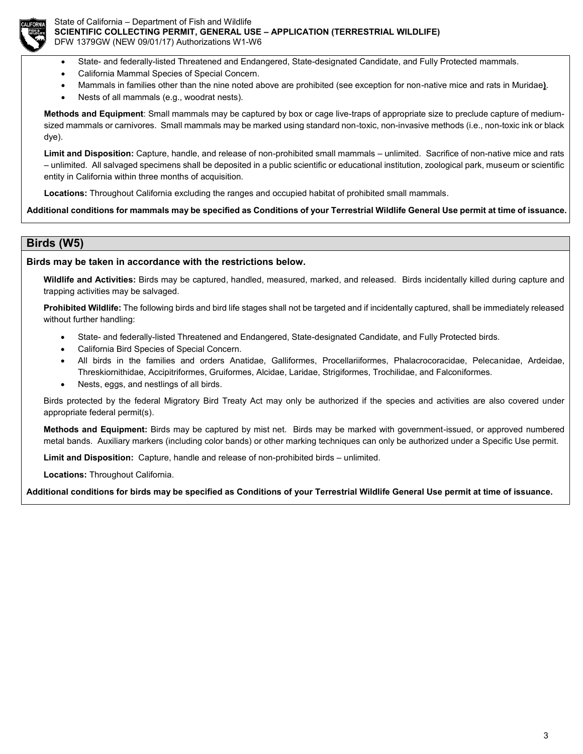- State- and federally-listed Threatened and Endangered, State-designated Candidate, and Fully Protected mammals.
- California Mammal Species of Special Concern.
- Mammals in families other than the nine noted above are prohibited (see exception for non-native mice and rats in Muridae).
- Nests of all mammals (e.g., woodrat nests).

**Methods and Equipment**: Small mammals may be captured by box or cage live-traps of appropriate size to preclude capture of medium-sized mammals or carnivores. Small mammals may be marked using standard non-toxic, non-invasive methods (i.e., non-toxic ink or black dye).

**Limit and Disposition:** Capture, handle, and release of non-prohibited small mammals – unlimited. Sacrifice of non-native mice and rats – unlimited. All salvaged specimens shall be deposited in a public scientific or educational institution, zoological park, museum or scientific entity in California within three months of acquisition.

**Locations:** Throughout California excluding the ranges and occupied habitat of prohibited small mammals.

**Additional conditions for mammals may be specified as Conditions of your Terrestrial Wildlife General Use permit at time of issuance.**

## Birds (W5)

**Birds may be taken in accordance with the restrictions below.**

**Wildlife and Activities:** Birds may be captured, handled, measured, marked, and released. Birds incidentally killed during capture and trapping activities may be salvaged.

**Prohibited Wildlife:** The following birds and bird life stages shall not be targeted and if incidentally captured, shall be immediately released without further handling:

- State- and federally-listed Threatened and Endangered, State-designated Candidate, and Fully Protected birds.
- California Bird Species of Special Concern.
- All birds in the families and orders Anatidae, Galliformes, Procellariiformes, Phalacrocoracidae, Pelecanidae, Ardeidae, Threskiornithidae, Accipitriformes, Gruiformes, Alcidae, Laridae, Strigiformes, Trochilidae, and Falconiformes.
- Nests, eggs, and nestlings of all birds.

Birds protected by the federal Migratory Bird Treaty Act may only be authorized if the species and activities are also covered under appropriate federal permit(s).

**Methods and Equipment:** Birds may be captured by mist net. Birds may be marked with government-issued, or approved numbered metal bands. Auxiliary markers (including color bands) or other marking techniques can only be authorized under a Specific Use permit.

**Limit and Disposition:** Capture, handle and release of non-prohibited birds – unlimited.

**Locations:** Throughout California.

**Additional conditions for birds may be specified as Conditions of your Terrestrial Wildlife General Use permit at time of issuance.**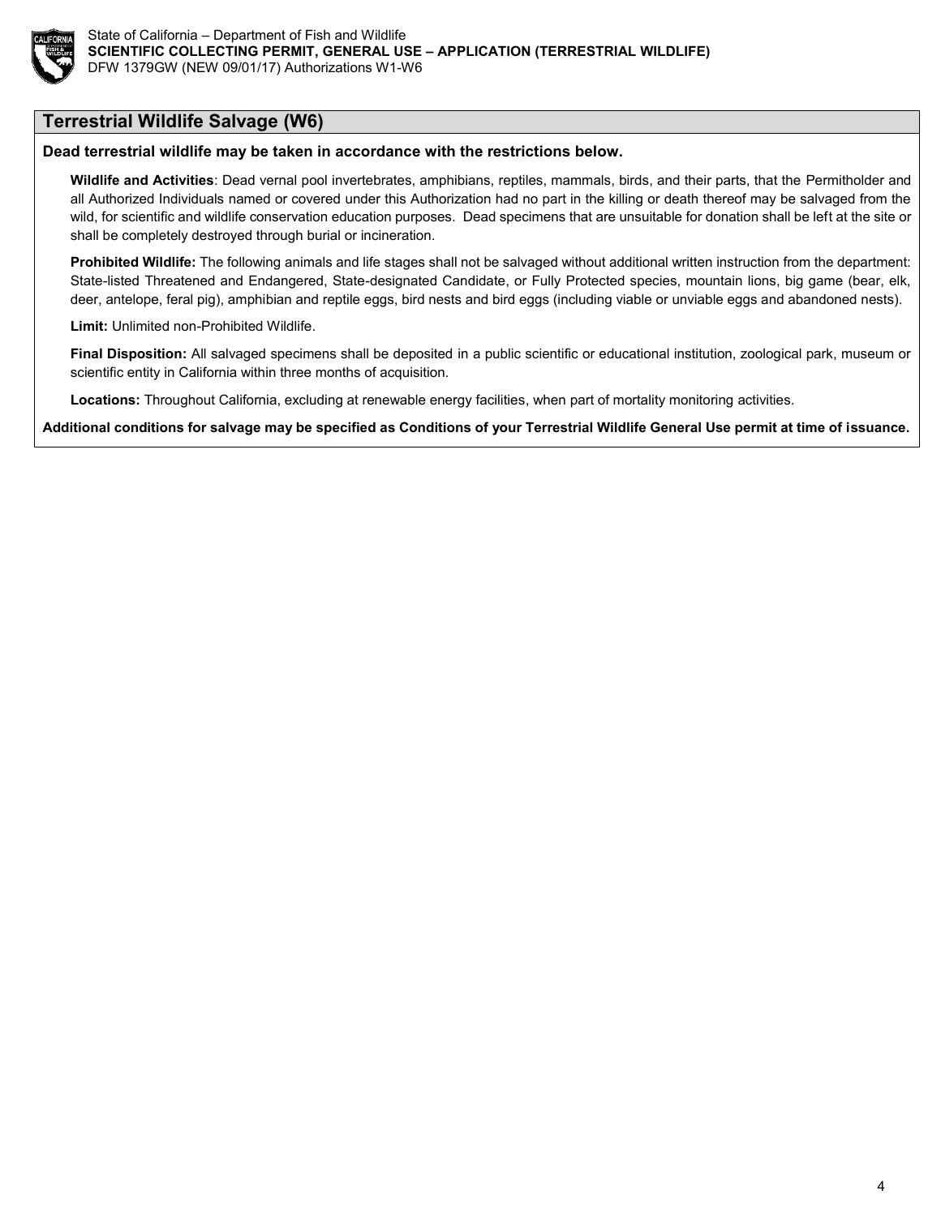## Terrestrial Wildlife Salvage (W6)

**Dead terrestrial wildlife may be taken in accordance with the restrictions below.**

**Wildlife and Activities**: Dead vernal pool invertebrates, amphibians, reptiles, mammals, birds, and their parts, that the Permitholder and all Authorized Individuals named or covered under this Authorization had no part in the killing or death thereof may be salvaged from the wild, for scientific and wildlife conservation education purposes. Dead specimens that are unsuitable for donation shall be left at the site or shall be completely destroyed through burial or incineration.

**Prohibited Wildlife:** The following animals and life stages shall not be salvaged without additional written instruction from the department: State-listed Threatened and Endangered, State-designated Candidate, or Fully Protected species, mountain lions, big game (bear, elk, deer, antelope, feral pig), amphibian and reptile eggs, bird nests and bird eggs (including viable or unviable eggs and abandoned nests).

**Limit:** Unlimited non-Prohibited Wildlife.

**Final Disposition:** All salvaged specimens shall be deposited in a public scientific or educational institution, zoological park, museum or scientific entity in California within three months of acquisition.

**Locations:** Throughout California, excluding at renewable energy facilities, when part of mortality monitoring activities.

**Additional conditions for salvage may be specified as Conditions of your Terrestrial Wildlife General Use permit at time of issuance.**